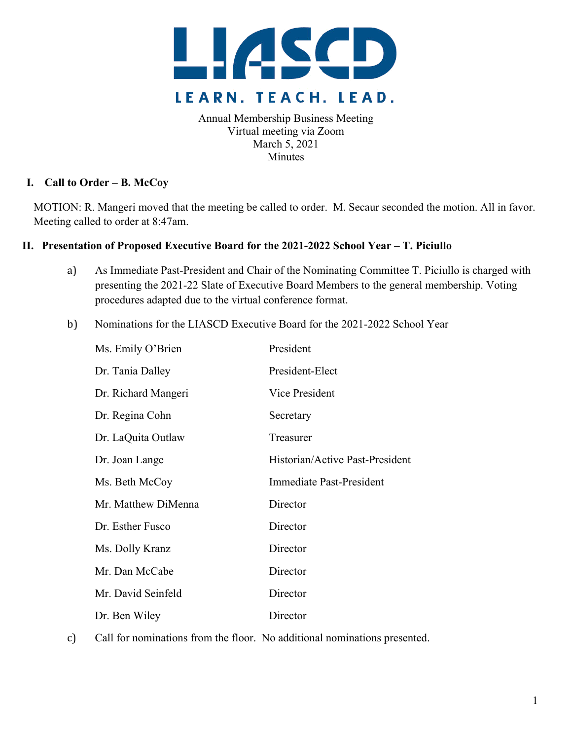# LIASCD

LEARN. TEACH. LEAD.

Annual Membership Business Meeting
Virtual meeting via Zoom
March 5, 2021
Minutes

## I. Call to Order – B. McCoy

MOTION: R. Mangeri moved that the meeting be called to order. M. Secaur seconded the motion. All in favor. Meeting called to order at 8:47am.

## II. Presentation of Proposed Executive Board for the 2021-2022 School Year – T. Piciullo

a) As Immediate Past-President and Chair of the Nominating Committee T. Piciullo is charged with presenting the 2021-22 Slate of Executive Board Members to the general membership. Voting procedures adapted due to the virtual conference format.

b) Nominations for the LIASCD Executive Board for the 2021-2022 School Year

| Name | Position |
| --- | --- |
| Ms. Emily O'Brien | President |
| Dr. Tania Dalley | President-Elect |
| Dr. Richard Mangeri | Vice President |
| Dr. Regina Cohn | Secretary |
| Dr. LaQuita Outlaw | Treasurer |
| Dr. Joan Lange | Historian/Active Past-President |
| Ms. Beth McCoy | Immediate Past-President |
| Mr. Matthew DiMenna | Director |
| Dr. Esther Fusco | Director |
| Ms. Dolly Kranz | Director |
| Mr. Dan McCabe | Director |
| Mr. David Seinfeld | Director |
| Dr. Ben Wiley | Director |

c) Call for nominations from the floor. No additional nominations presented.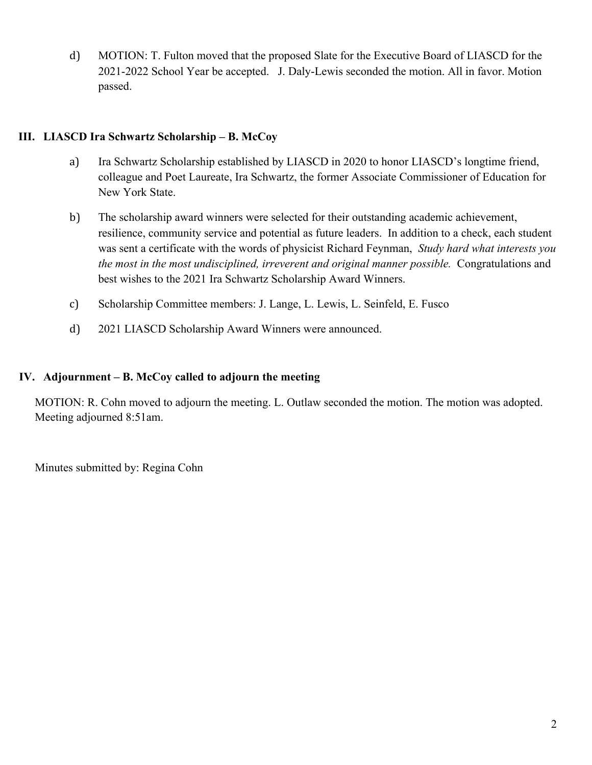d) MOTION: T. Fulton moved that the proposed Slate for the Executive Board of LIASCD for the 2021-2022 School Year be accepted. J. Daly-Lewis seconded the motion. All in favor. Motion passed.

## III. LIASCD Ira Schwartz Scholarship – B. McCoy

a) Ira Schwartz Scholarship established by LIASCD in 2020 to honor LIASCD's longtime friend, colleague and Poet Laureate, Ira Schwartz, the former Associate Commissioner of Education for New York State.

b) The scholarship award winners were selected for their outstanding academic achievement, resilience, community service and potential as future leaders. In addition to a check, each student was sent a certificate with the words of physicist Richard Feynman, *Study hard what interests you the most in the most undisciplined, irreverent and original manner possible.* Congratulations and best wishes to the 2021 Ira Schwartz Scholarship Award Winners.

c) Scholarship Committee members: J. Lange, L. Lewis, L. Seinfeld, E. Fusco

d) 2021 LIASCD Scholarship Award Winners were announced.

## IV. Adjournment – B. McCoy called to adjourn the meeting

MOTION: R. Cohn moved to adjourn the meeting. L. Outlaw seconded the motion. The motion was adopted. Meeting adjourned 8:51am.

Minutes submitted by: Regina Cohn